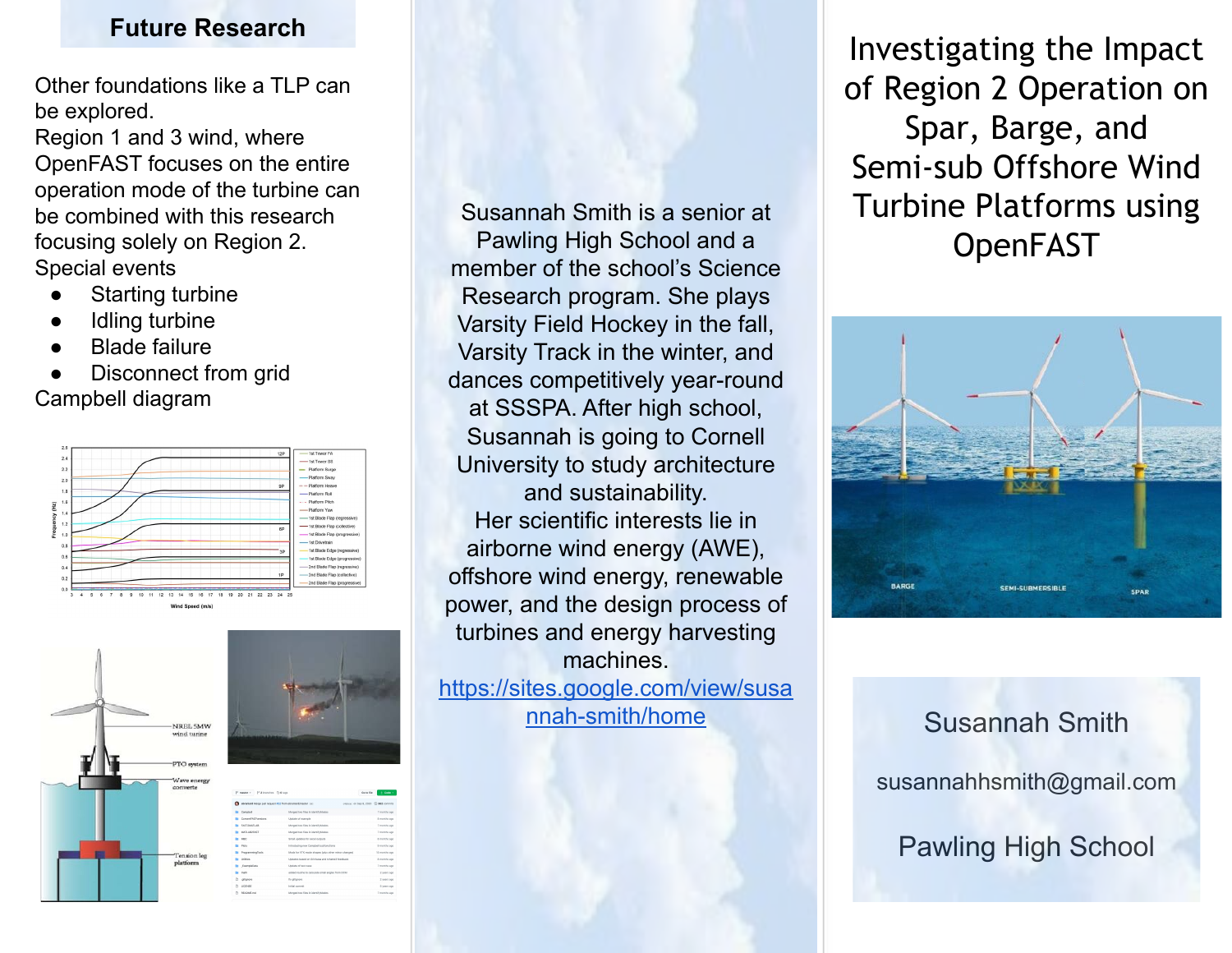## Future Research

Other foundations like a TLP can be explored.

Region 1 and 3 wind, where OpenFAST focuses on the entire operation mode of the turbine can be combined with this research focusing solely on Region 2.

Special events

- Starting turbine
- Idling turbine
- Blade failure
- Disconnect from grid

Campbell diagram

Susannah Smith is a senior at Pawling High School and a member of the school's Science Research program. She plays Varsity Field Hockey in the fall, Varsity Track in the winter, and dances competitively year-round at SSSPA. After high school, Susannah is going to Cornell University to study architecture and sustainability.

Her scientific interests lie in airborne wind energy (AWE), offshore wind energy, renewable power, and the design process of turbines and energy harvesting machines.

https://sites.google.com/view/susannah-smith/home

# Investigating the Impact of Region 2 Operation on Spar, Barge, and Semi-sub Offshore Wind Turbine Platforms using OpenFAST

Susannah Smith

susannahhsmith@gmail.com

Pawling High School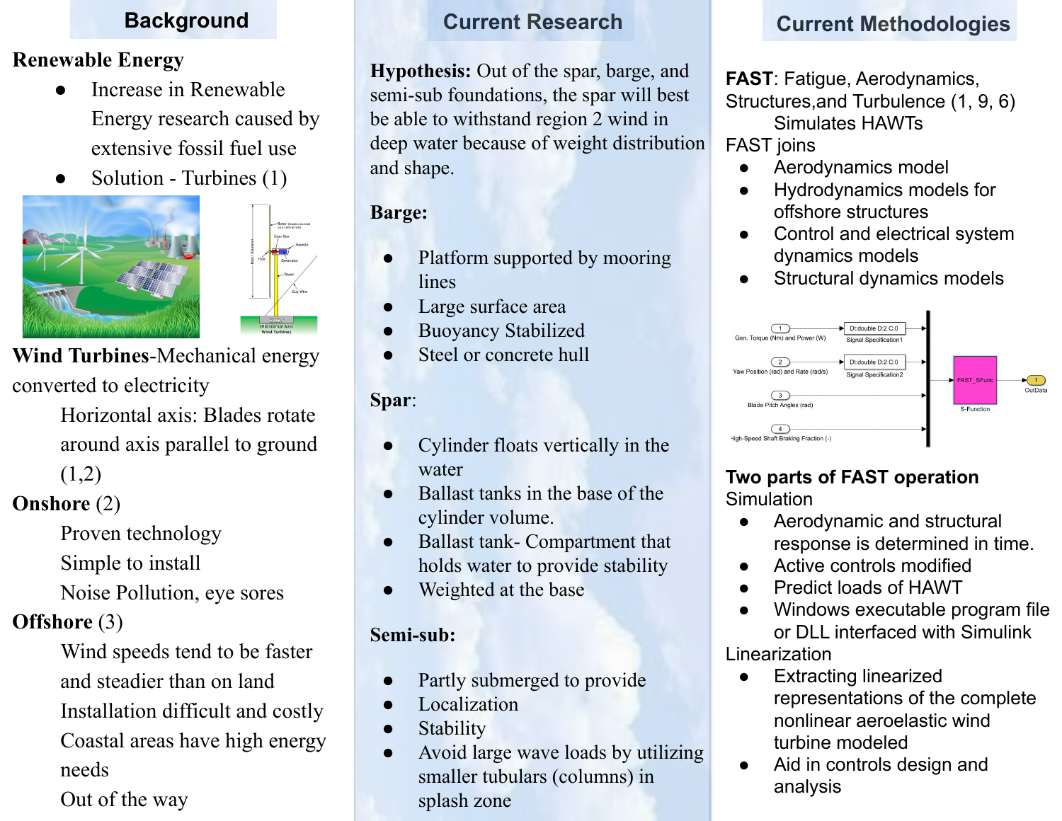## Background

### Renewable Energy

- Increase in Renewable Energy research caused by extensive fossil fuel use
- Solution - Turbines (1)

**Wind Turbines**-Mechanical energy converted to electricity

Horizontal axis: Blades rotate around axis parallel to ground (1,2)

**Onshore** (2)

Proven technology

Simple to install

Noise Pollution, eye sores

**Offshore** (3)

Wind speeds tend to be faster and steadier than on land

Installation difficult and costly

Coastal areas have high energy needs

Out of the way

## Current Research

**Hypothesis:** Out of the spar, barge, and semi-sub foundations, the spar will best be able to withstand region 2 wind in deep water because of weight distribution and shape.

**Barge:**

- Platform supported by mooring lines
- Large surface area
- Buoyancy Stabilized
- Steel or concrete hull

**Spar**:

- Cylinder floats vertically in the water
- Ballast tanks in the base of the cylinder volume.
- Ballast tank- Compartment that holds water to provide stability
- Weighted at the base

**Semi-sub:**

- Partly submerged to provide
- Localization
- Stability
- Avoid large wave loads by utilizing smaller tubulars (columns) in splash zone

## Current Methodologies

**FAST**: Fatigue, Aerodynamics, Structures,and Turbulence (1, 9, 6)

Simulates HAWTs

FAST joins

- Aerodynamics model
- Hydrodynamics models for offshore structures
- Control and electrical system dynamics models
- Structural dynamics models

**Two parts of FAST operation**

Simulation

- Aerodynamic and structural response is determined in time.
- Active controls modified
- Predict loads of HAWT
- Windows executable program file or DLL interfaced with Simulink

Linearization

- Extracting linearized representations of the complete nonlinear aeroelastic wind turbine modeled
- Aid in controls design and analysis